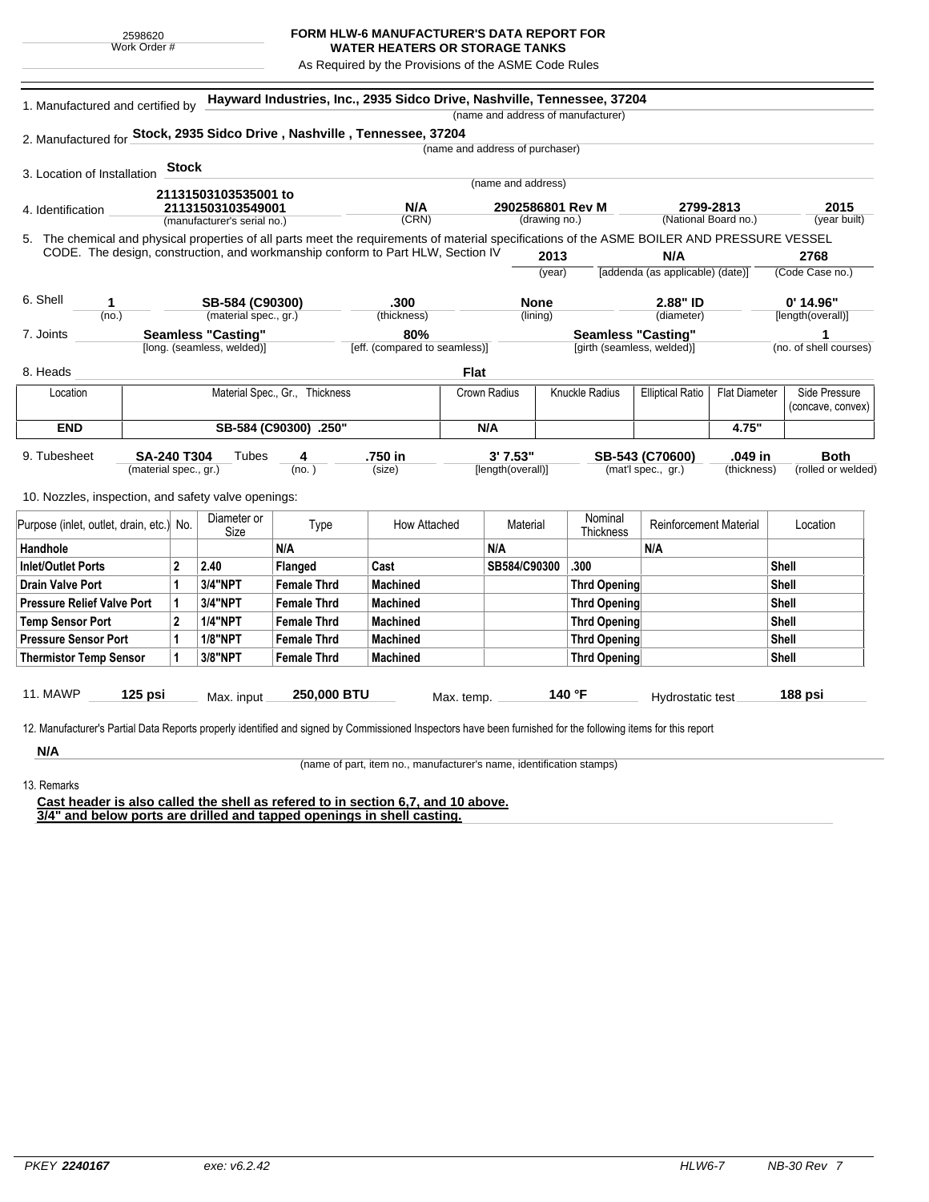2598620
Work Order #

# FORM HLW-6 MANUFACTURER'S DATA REPORT FOR WATER HEATERS OR STORAGE TANKS

As Required by the Provisions of the ASME Code Rules

1. Manufactured and certified by **Hayward Industries, Inc., 2935 Sidco Drive, Nashville, Tennessee, 37204**
(name and address of manufacturer)

2. Manufactured for **Stock, 2935 Sidco Drive , Nashville , Tennessee, 37204**
(name and address of purchaser)

3. Location of Installation **Stock**
(name and address)

4. Identification

| 21131503103535001 to 21131503103549001 | N/A | 2902586801 Rev M | 2799-2813 | 2015 |
|---|---|---|---|---|
| (manufacturer's serial no.) | (CRN) | (drawing no.) | (National Board no.) | (year built) |

5. The chemical and physical properties of all parts meet the requirements of material specifications of the ASME BOILER AND PRESSURE VESSEL CODE. The design, construction, and workmanship conform to Part HLW, Section IV

| 2013 | N/A | 2768 |
|---|---|---|
| (year) | [addenda (as applicable) (date)] | (Code Case no.) |

6. Shell

| 1 | SB-584 (C90300) | .300 | None | 2.88" ID | 0' 14.96" |
|---|---|---|---|---|---|
| (no.) | (material spec., gr.) | (thickness) | (lining) | (diameter) | [length(overall)] |

7. Joints

| Seamless "Casting" | 80% | Seamless "Casting" | 1 |
|---|---|---|---|
| [long. (seamless, welded)] | [eff. (compared to seamless)] | [girth (seamless, welded)] | (no. of shell courses) |

8. Heads **Flat**

| Location | Material Spec., Gr., Thickness | Crown Radius | Knuckle Radius | Elliptical Ratio | Flat Diameter | Side Pressure (concave, convex) |
|---|---|---|---|---|---|---|
| **END** | **SB-584 (C90300) .250"** | **N/A** | | | **4.75"** | |

9. Tubesheet

| SA-240 T304 | Tubes 4 | .750 in | 3' 7.53" | SB-543 (C70600) | .049 in | Both |
|---|---|---|---|---|---|---|
| (material spec., gr.) | (no.) | (size) | [length(overall)] | (mat'l spec., gr.) | (thickness) | (rolled or welded) |

10. Nozzles, inspection, and safety valve openings:

| Purpose (inlet, outlet, drain, etc.) | No. | Diameter or Size | Type | How Attached | Material | Nominal Thickness | Reinforcement Material | Location |
|---|---|---|---|---|---|---|---|---|
| **Handhole** | | | **N/A** | | **N/A** | | **N/A** | |
| **Inlet/Outlet Ports** | **2** | **2.40** | **Flanged** | **Cast** | **SB584/C90300** | **.300** | | **Shell** |
| **Drain Valve Port** | **1** | **3/4"NPT** | **Female Thrd** | **Machined** | | **Thrd Opening** | | **Shell** |
| **Pressure Relief Valve Port** | **1** | **3/4"NPT** | **Female Thrd** | **Machined** | | **Thrd Opening** | | **Shell** |
| **Temp Sensor Port** | **2** | **1/4"NPT** | **Female Thrd** | **Machined** | | **Thrd Opening** | | **Shell** |
| **Pressure Sensor Port** | **1** | **1/8"NPT** | **Female Thrd** | **Machined** | | **Thrd Opening** | | **Shell** |
| **Thermistor Temp Sensor** | **1** | **3/8"NPT** | **Female Thrd** | **Machined** | | **Thrd Opening** | | **Shell** |

11. MAWP **125 psi** Max. input **250,000 BTU** Max. temp. **140 °F** Hydrostatic test **188 psi**

12. Manufacturer's Partial Data Reports properly identified and signed by Commissioned Inspectors have been furnished for the following items for this report

**N/A**

(name of part, item no., manufacturer's name, identification stamps)

13. Remarks

**Cast header is also called the shell as refered to in section 6,7, and 10 above.**
**3/4" and below ports are drilled and tapped openings in shell casting.**

PKEY *2240167* exe: v6.2.42 HLW6-7 NB-30 Rev 7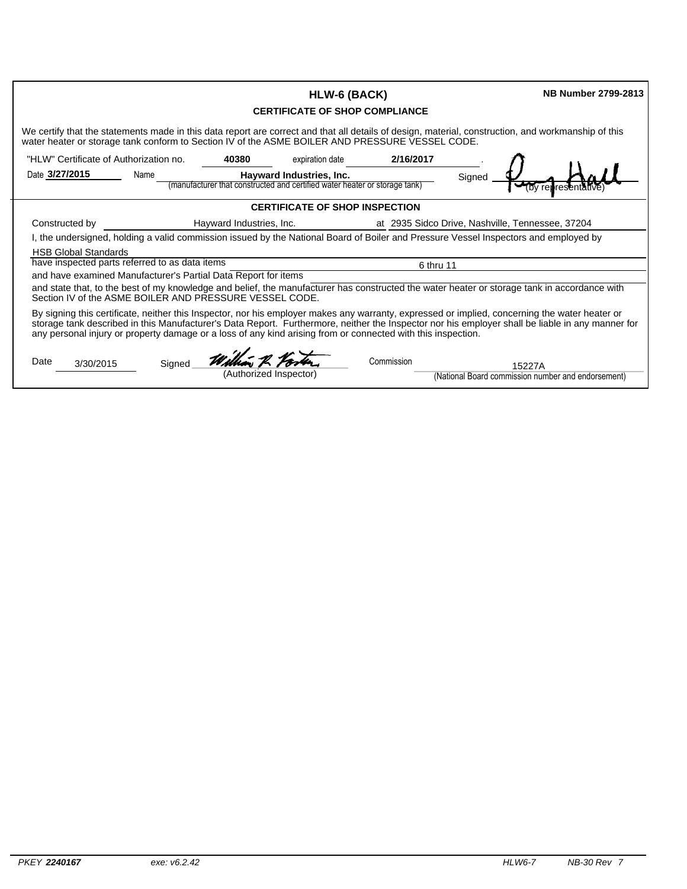# HLW-6 (BACK)

**NB Number 2799-2813**

## CERTIFICATE OF SHOP COMPLIANCE

We certify that the statements made in this data report are correct and that all details of design, material, construction, and workmanship of this water heater or storage tank conform to Section IV of the ASME BOILER AND PRESSURE VESSEL CODE.

"HLW" Certificate of Authorization no. **40380** expiration date **2/16/2017**.

Date **3/27/2015** Name **Hayward Industries, Inc.** (manufacturer that constructed and certified water heater or storage tank) Signed (by representative)

## CERTIFICATE OF SHOP INSPECTION

Constructed by Hayward Industries, Inc. at 2935 Sidco Drive, Nashville, Tennessee, 37204

I, the undersigned, holding a valid commission issued by the National Board of Boiler and Pressure Vessel Inspectors and employed by HSB Global Standards

have inspected parts referred to as data items 6 thru 11

and have examined Manufacturer's Partial Data Report for items

and state that, to the best of my knowledge and belief, the manufacturer has constructed the water heater or storage tank in accordance with Section IV of the ASME BOILER AND PRESSURE VESSEL CODE.

By signing this certificate, neither this Inspector, nor his employer makes any warranty, expressed or implied, concerning the water heater or storage tank described in this Manufacturer's Data Report. Furthermore, neither the Inspector nor his employer shall be liable in any manner for any personal injury or property damage or a loss of any kind arising from or connected with this inspection.

Date 3/30/2015 Signed (Authorized Inspector) Commission 15227A (National Board commission number and endorsement)

*PKEY* ***2240167*** *exe: v6.2.42* *HLW6-7* *NB-30 Rev 7*